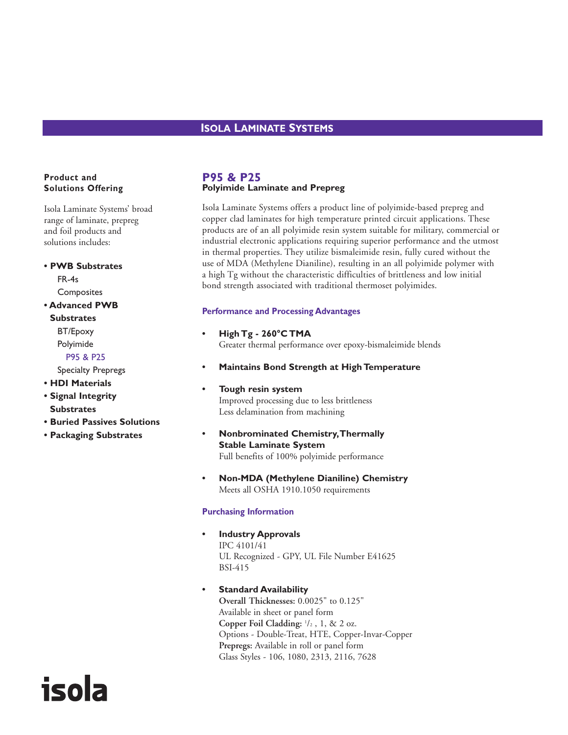# ISOLA LAMINATE SYSTEMS

**Product and Solutions Offering**

Isola Laminate Systems' broad range of laminate, prepreg and foil products and solutions includes:

- **PWB Substrates**
  - FR-4s
  - Composites
- **Advanced PWB Substrates**
  - BT/Epoxy
  - Polyimide
    - P95 & P25
  - Specialty Prepregs
- **HDI Materials**
- **Signal Integrity Substrates**
- **Buried Passives Solutions**
- **Packaging Substrates**

## P95 & P25

**Polyimide Laminate and Prepreg**

Isola Laminate Systems offers a product line of polyimide-based prepreg and copper clad laminates for high temperature printed circuit applications. These products are of an all polyimide resin system suitable for military, commercial or industrial electronic applications requiring superior performance and the utmost in thermal properties. They utilize bismaleimide resin, fully cured without the use of MDA (Methylene Dianiline), resulting in an all polyimide polymer with a high Tg without the characteristic difficulties of brittleness and low initial bond strength associated with traditional thermoset polyimides.

### Performance and Processing Advantages

- **High Tg - 260°C TMA**
  Greater thermal performance over epoxy-bismaleimide blends
- **Maintains Bond Strength at High Temperature**
- **Tough resin system**
  Improved processing due to less brittleness
  Less delamination from machining
- **Nonbrominated Chemistry, Thermally Stable Laminate System**
  Full benefits of 100% polyimide performance
- **Non-MDA (Methylene Dianiline) Chemistry**
  Meets all OSHA 1910.1050 requirements

### Purchasing Information

- **Industry Approvals**
  IPC 4101/41
  UL Recognized - GPY, UL File Number E41625
  BSI-415
- **Standard Availability**
  **Overall Thicknesses:** 0.0025" to 0.125"
  Available in sheet or panel form
  **Copper Foil Cladding:** 1/2 , 1, & 2 oz.
  Options - Double-Treat, HTE, Copper-Invar-Copper
  **Prepregs:** Available in roll or panel form
  Glass Styles - 106, 1080, 2313, 2116, 7628

isola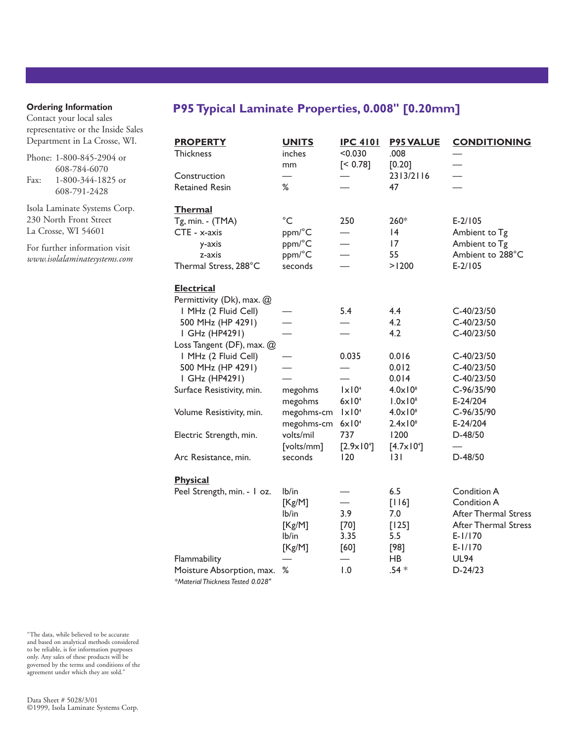**Ordering Information**
Contact your local sales representative or the Inside Sales Department in La Crosse, WI.

Phone: 1-800-845-2904 or 608-784-6070
Fax: 1-800-344-1825 or 608-791-2428

Isola Laminate Systems Corp.
230 North Front Street
La Crosse, WI 54601

For further information visit
*www.isolalaminatesystems.com*

## P95 Typical Laminate Properties, 0.008" [0.20mm]

| PROPERTY | UNITS | IPC 4101 | P95 VALUE | CONDITIONING |
|---|---|---|---|---|
| Thickness | inches | <0.030 | .008 | — |
| | mm | [< 0.78] | [0.20] | — |
| Construction | — | — | 2313/2116 | — |
| Retained Resin | % | — | 47 | — |
| **Thermal** | | | | |
| Tg, min. - (TMA) | °C | 250 | 260* | E-2/105 |
| CTE - x-axis | ppm/°C | — | 14 | Ambient to Tg |
| y-axis | ppm/°C | — | 17 | Ambient to Tg |
| z-axis | ppm/°C | — | 55 | Ambient to 288°C |
| Thermal Stress, 288°C | seconds | — | >1200 | E-2/105 |
| **Electrical** | | | | |
| Permittivity (Dk), max. @ | | | | |
| 1 MHz (2 Fluid Cell) | — | 5.4 | 4.4 | C-40/23/50 |
| 500 MHz (HP 4291) | — | — | 4.2 | C-40/23/50 |
| 1 GHz (HP4291) | — | — | 4.2 | C-40/23/50 |
| Loss Tangent (DF), max. @ | | | | |
| 1 MHz (2 Fluid Cell) | — | 0.035 | 0.016 | C-40/23/50 |
| 500 MHz (HP 4291) | — | — | 0.012 | C-40/23/50 |
| 1 GHz (HP4291) | — | — | 0.014 | C-40/23/50 |
| Surface Resistivity, min. | megohms | $1\times10^4$ | $4.0\times10^8$ | C-96/35/90 |
| | megohms | $6\times10^4$ | $1.0\times10^8$ | E-24/204 |
| Volume Resistivity, min. | megohms-cm | $1\times10^4$ | $4.0\times10^8$ | C-96/35/90 |
| | megohms-cm | $6\times10^4$ | $2.4\times10^8$ | E-24/204 |
| Electric Strength, min. | volts/mil | 737 | 1200 | D-48/50 |
| | [volts/mm] | [$2.9\times10^4$] | [$4.7\times10^4$] | — |
| Arc Resistance, min. | seconds | 120 | 131 | D-48/50 |
| **Physical** | | | | |
| Peel Strength, min. - 1 oz. | lb/in | — | 6.5 | Condition A |
| | [Kg/M] | — | [116] | Condition A |
| | lb/in | 3.9 | 7.0 | After Thermal Stress |
| | [Kg/M] | [70] | [125] | After Thermal Stress |
| | lb/in | 3.35 | 5.5 | E-1/170 |
| | [Kg/M] | [60] | [98] | E-1/170 |
| Flammability | — | — | HB | UL94 |
| Moisture Absorption, max. | % | 1.0 | .54 * | D-24/23 |

*\*Material Thickness Tested 0.028"*

"The data, while believed to be accurate and based on analytical methods considered to be reliable, is for information purposes only. Any sales of these products will be governed by the terms and conditions of the agreement under which they are sold."

Data Sheet # 5028/3/01
©1999, Isola Laminate Systems Corp.